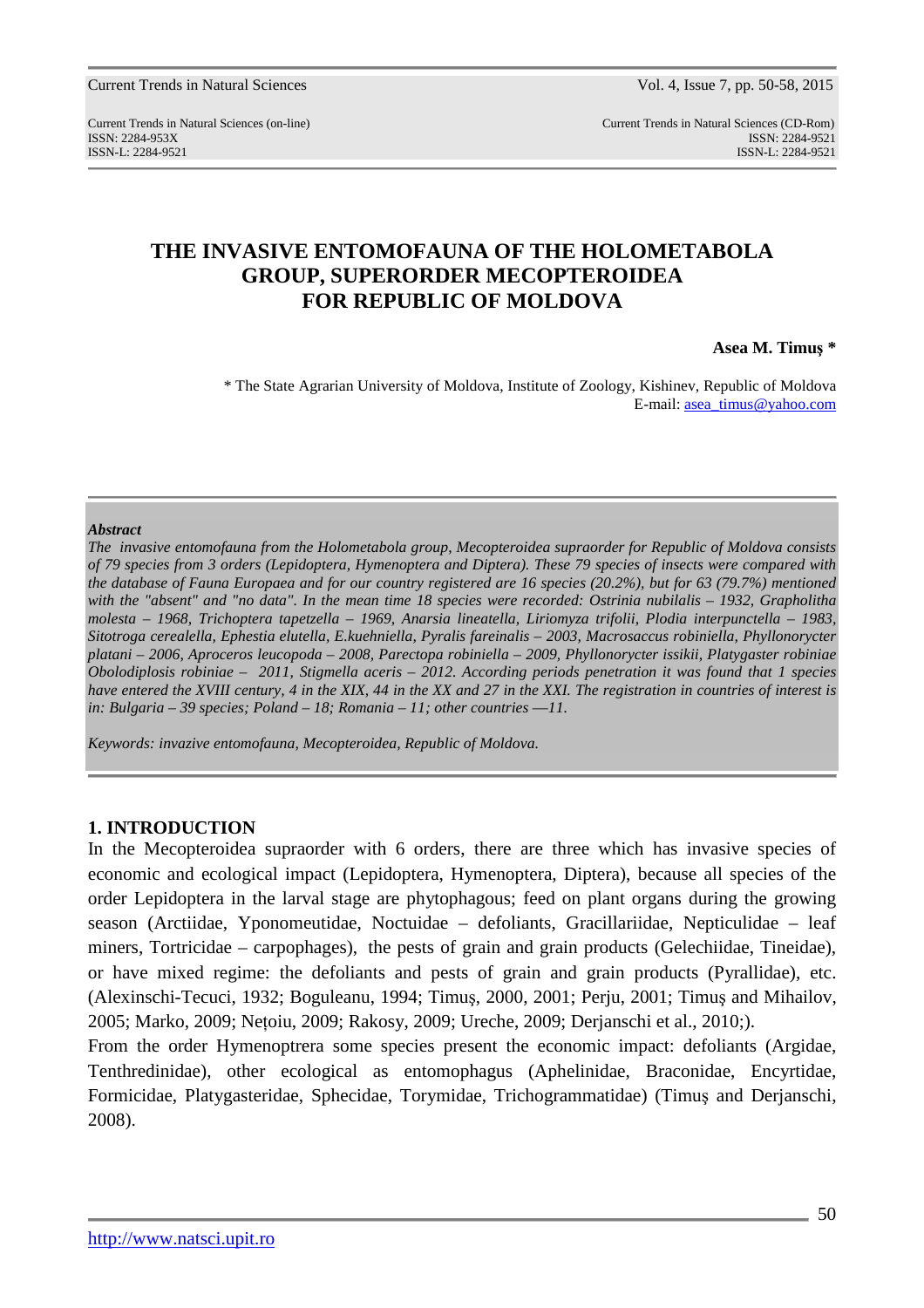# THE INVASIVE ENTOMOFAUNA OF THE HOLOMETABOLA GROUP, SUPERORDER MECOPTEROIDEA FOR REPUBLIC OF MOLDOVA

**Asea M. Timuş \***

\* The State Agrarian University of Moldova, Institute of Zoology, Kishinev, Republic of Moldova
E-mail: asea_timus@yahoo.com

***Abstract***

*The invasive entomofauna from the Holometabola group, Mecopteroidea supraorder for Republic of Moldova consists of 79 species from 3 orders (Lepidoptera, Hymenoptera and Diptera). These 79 species of insects were compared with the database of Fauna Europaea and for our country registered are 16 species (20.2%), but for 63 (79.7%) mentioned with the "absent" and "no data". In the mean time 18 species were recorded: Ostrinia nubilalis – 1932, Grapholitha molesta – 1968, Trichoptera tapetzella – 1969, Anarsia lineatella, Liriomyza trifolii, Plodia interpunctella – 1983, Sitotroga cerealella, Ephestia elutella, E.kuehniella, Pyralis fareinalis – 2003, Macrosaccus robiniella, Phyllonorycter platani – 2006, Aproceros leucopoda – 2008, Parectopa robiniella – 2009, Phyllonorycter issikii, Platygaster robiniae Obolodiplosis robiniae – 2011, Stigmella aceris – 2012. According periods penetration it was found that 1 species have entered the XVIII century, 4 in the XIX, 44 in the XX and 27 in the XXI. The registration in countries of interest is in: Bulgaria – 39 species; Poland – 18; Romania – 11; other countries —11.*

*Keywords: invazive entomofauna, Mecopteroidea, Republic of Moldova.*

## 1. INTRODUCTION

In the Mecopteroidea supraorder with 6 orders, there are three which has invasive species of economic and ecological impact (Lepidoptera, Hymenoptera, Diptera), because all species of the order Lepidoptera in the larval stage are phytophagous; feed on plant organs during the growing season (Arctiidae, Yponomeutidae, Noctuidae – defoliants, Gracillariidae, Nepticulidae – leaf miners, Tortricidae – carpophages), the pests of grain and grain products (Gelechiidae, Tineidae), or have mixed regime: the defoliants and pests of grain and grain products (Pyrallidae), etc. (Alexinschi-Tecuci, 1932; Boguleanu, 1994; Timuş, 2000, 2001; Perju, 2001; Timuş and Mihailov, 2005; Marko, 2009; Neţoiu, 2009; Rakosy, 2009; Ureche, 2009; Derjanschi et al., 2010;).

From the order Hymenoptrera some species present the economic impact: defoliants (Argidae, Tenthredinidae), other ecological as entomophagus (Aphelinidae, Braconidae, Encyrtidae, Formicidae, Platygasteridae, Sphecidae, Torymidae, Trichogrammatidae) (Timuş and Derjanschi, 2008).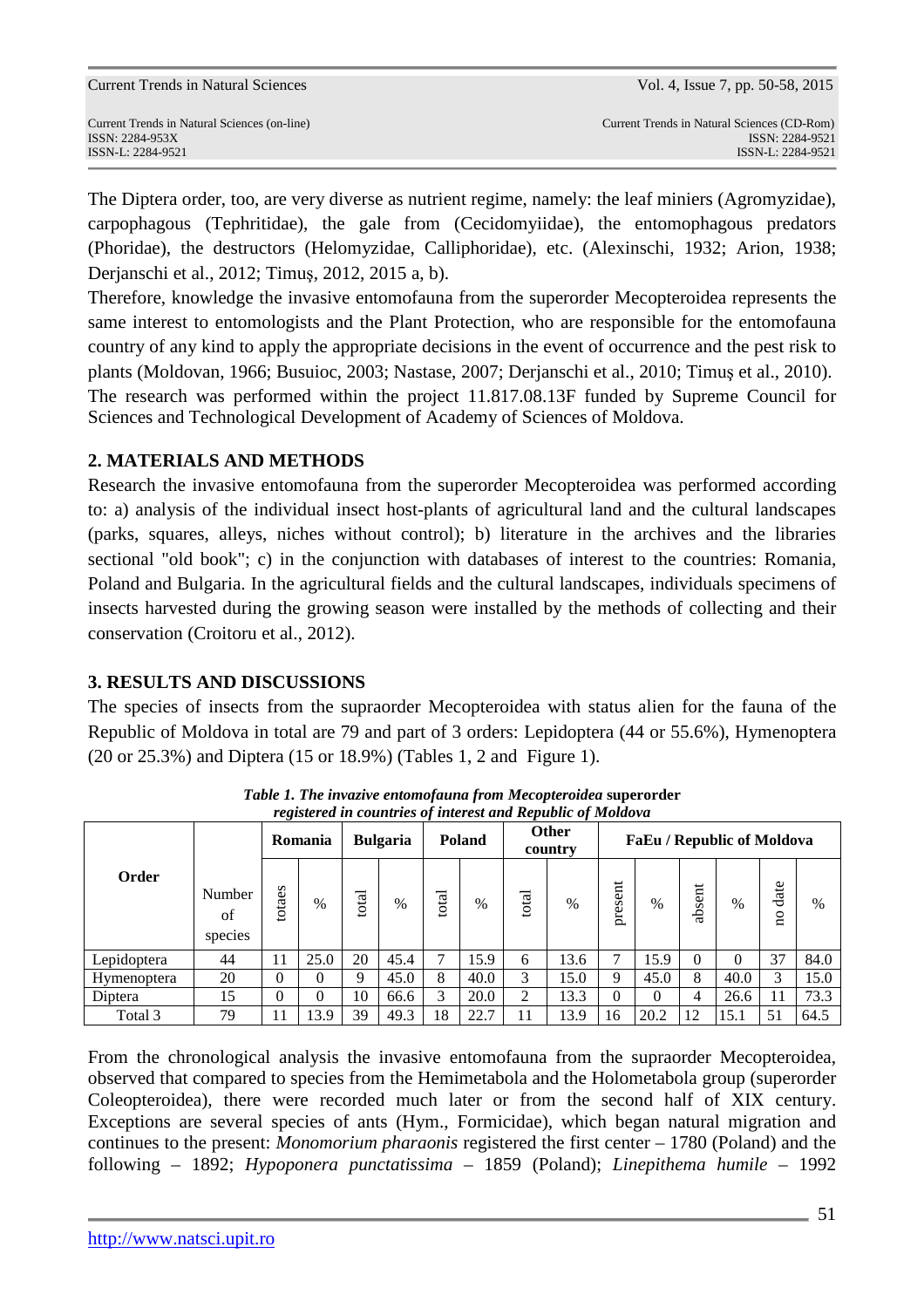The Diptera order, too, are very diverse as nutrient regime, namely: the leaf miniers (Agromyzidae), carpophagous (Tephritidae), the gale from (Cecidomyiidae), the entomophagous predators (Phoridae), the destructors (Helomyzidae, Calliphoridae), etc. (Alexinschi, 1932; Arion, 1938; Derjanschi et al., 2012; Timuş, 2012, 2015 a, b).

Therefore, knowledge the invasive entomofauna from the superorder Mecopteroidea represents the same interest to entomologists and the Plant Protection, who are responsible for the entomofauna country of any kind to apply the appropriate decisions in the event of occurrence and the pest risk to plants (Moldovan, 1966; Busuioc, 2003; Nastase, 2007; Derjanschi et al., 2010; Timuş et al., 2010).

The research was performed within the project 11.817.08.13F funded by Supreme Council for Sciences and Technological Development of Academy of Sciences of Moldova.

## 2. MATERIALS AND METHODS

Research the invasive entomofauna from the superorder Mecopteroidea was performed according to: a) analysis of the individual insect host-plants of agricultural land and the cultural landscapes (parks, squares, alleys, niches without control); b) literature in the archives and the libraries sectional "old book"; c) in the conjunction with databases of interest to the countries: Romania, Poland and Bulgaria. In the agricultural fields and the cultural landscapes, individuals specimens of insects harvested during the growing season were installed by the methods of collecting and their conservation (Croitoru et al., 2012).

## 3. RESULTS AND DISCUSSIONS

The species of insects from the supraorder Mecopteroidea with status alien for the fauna of the Republic of Moldova in total are 79 and part of 3 orders: Lepidoptera (44 or 55.6%), Hymenoptera (20 or 25.3%) and Diptera (15 or 18.9%) (Tables 1, 2 and Figure 1).

***Table 1. The invazive entomofauna from Mecopteroidea* superorder *registered in countries of interest and Republic of Moldova***

| Order | Number of species | Romania | | Bulgaria | | Poland | | Other country | | FaEu / Republic of Moldova | | | | | |
|---|---|---|---|---|---|---|---|---|---|---|---|---|---|---|---|
| | | totaes | % | total | % | total | % | total | % | present | % | absent | % | no date | % |
| Lepidoptera | 44 | 11 | 25.0 | 20 | 45.4 | 7 | 15.9 | 6 | 13.6 | 7 | 15.9 | 0 | 0 | 37 | 84.0 |
| Hymenoptera | 20 | 0 | 0 | 9 | 45.0 | 8 | 40.0 | 3 | 15.0 | 9 | 45.0 | 8 | 40.0 | 3 | 15.0 |
| Diptera | 15 | 0 | 0 | 10 | 66.6 | 3 | 20.0 | 2 | 13.3 | 0 | 0 | 4 | 26.6 | 11 | 73.3 |
| Total 3 | 79 | 11 | 13.9 | 39 | 49.3 | 18 | 22.7 | 11 | 13.9 | 16 | 20.2 | 12 | 15.1 | 51 | 64.5 |

From the chronological analysis the invasive entomofauna from the supraorder Mecopteroidea, observed that compared to species from the Hemimetabola and the Holometabola group (superorder Coleopteroidea), there were recorded much later or from the second half of XIX century. Exceptions are several species of ants (Hym., Formicidae), which began natural migration and continues to the present: *Monomorium pharaonis* registered the first center – 1780 (Poland) and the following – 1892; *Hypoponera punctatissima* – 1859 (Poland); *Linepithema humile* – 1992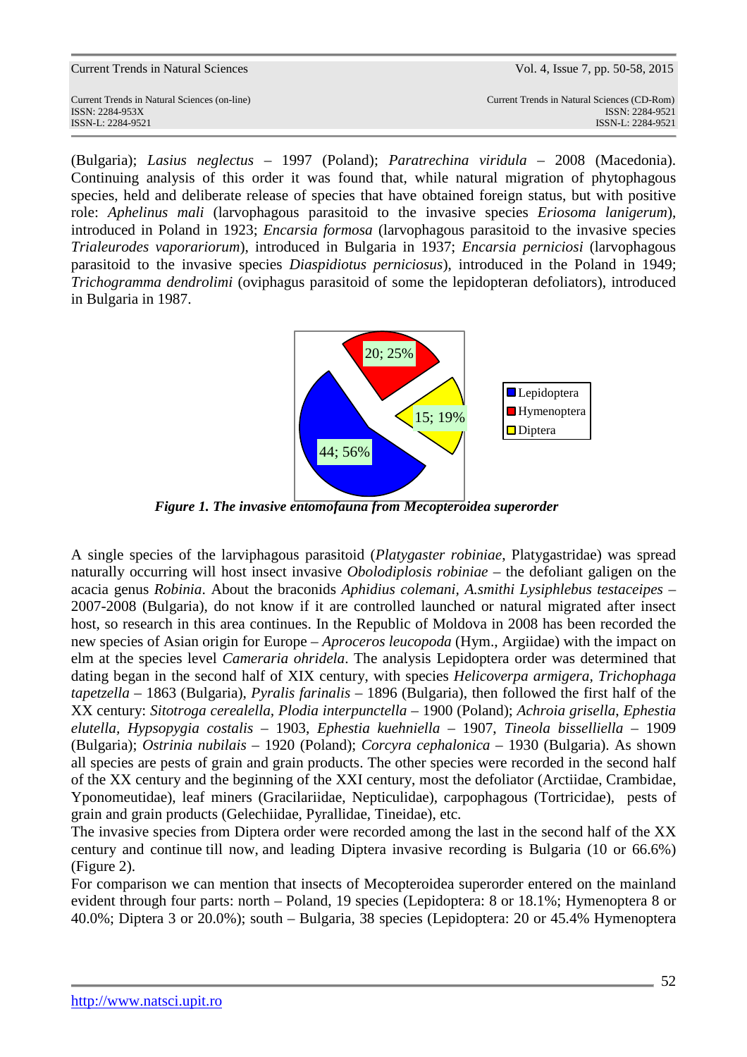(Bulgaria); *Lasius neglectus* – 1997 (Poland); *Paratrechina viridula* – 2008 (Macedonia). Continuing analysis of this order it was found that, while natural migration of phytophagous species, held and deliberate release of species that have obtained foreign status, but with positive role: *Aphelinus mali* (larvophagous parasitoid to the invasive species *Eriosoma lanigerum*), introduced in Poland in 1923; *Encarsia formosa* (larvophagous parasitoid to the invasive species *Trialeurodes vaporariorum*), introduced in Bulgaria in 1937; *Encarsia perniciosi* (larvophagous parasitoid to the invasive species *Diaspidiotus perniciosus*), introduced in the Poland in 1949; *Trichogramma dendrolimi* (oviphagus parasitoid of some the lepidopteran defoliators), introduced in Bulgaria in 1987.

*Figure 1. The invasive entomofauna from Mecopteroidea superorder*

A single species of the larviphagous parasitoid (*Platygaster robiniae*, Platygastridae) was spread naturally occurring will host insect invasive *Obolodiplosis robiniae* – the defoliant galigen on the acacia genus *Robinia*. About the braconids *Aphidius colemani*, *A.smithi Lysiphlebus testaceipes* – 2007-2008 (Bulgaria), do not know if it are controlled launched or natural migrated after insect host, so research in this area continues. In the Republic of Moldova in 2008 has been recorded the new species of Asian origin for Europe – *Aproceros leucopoda* (Hym., Argiidae) with the impact on elm at the species level *Cameraria ohridela*. The analysis Lepidoptera order was determined that dating began in the second half of XIX century, with species *Helicoverpa armigera*, *Trichophaga tapetzella* – 1863 (Bulgaria), *Pyralis farinalis* – 1896 (Bulgaria), then followed the first half of the XX century: *Sitotroga cerealella*, *Plodia interpunctella* – 1900 (Poland); *Achroia grisella*, *Ephestia elutella*, *Hypsopygia costalis* – 1903, *Ephestia kuehniella* – 1907, *Tineola bisselliella* – 1909 (Bulgaria); *Ostrinia nubilais* – 1920 (Poland); *Corcyra cephalonica* – 1930 (Bulgaria). As shown all species are pests of grain and grain products. The other species were recorded in the second half of the XX century and the beginning of the XXI century, most the defoliator (Arctiidae, Crambidae, Yponomeutidae), leaf miners (Gracilariidae, Nepticulidae), carpophagous (Tortricidae), pests of grain and grain products (Gelechiidae, Pyrallidae, Tineidae), etc.

The invasive species from Diptera order were recorded among the last in the second half of the XX century and continue till now, and leading Diptera invasive recording is Bulgaria (10 or 66.6%) (Figure 2).

For comparison we can mention that insects of Mecopteroidea superorder entered on the mainland evident through four parts: north – Poland, 19 species (Lepidoptera: 8 or 18.1%; Hymenoptera 8 or 40.0%; Diptera 3 or 20.0%); south – Bulgaria, 38 species (Lepidoptera: 20 or 45.4% Hymenoptera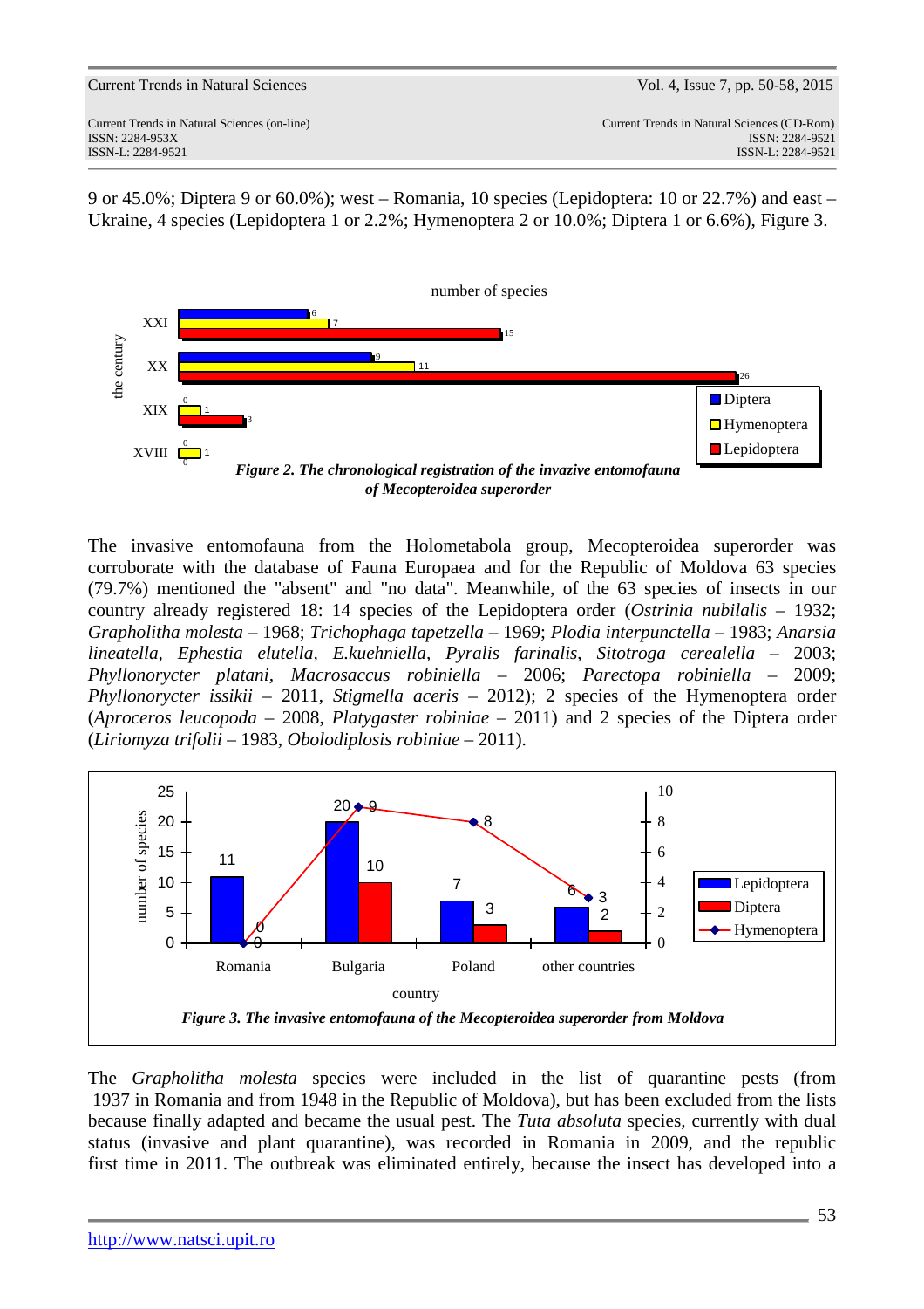9 or 45.0%; Diptera 9 or 60.0%); west – Romania, 10 species (Lepidoptera: 10 or 22.7%) and east – Ukraine, 4 species (Lepidoptera 1 or 2.2%; Hymenoptera 2 or 10.0%; Diptera 1 or 6.6%), Figure 3.

***Figure 2. The chronological registration of the invazive entomofauna of Mecopteroidea superorder***

The invasive entomofauna from the Holometabola group, Mecopteroidea superorder was corroborate with the database of Fauna Europaea and for the Republic of Moldova 63 species (79.7%) mentioned the "absent" and "no data". Meanwhile, of the 63 species of insects in our country already registered 18: 14 species of the Lepidoptera order (*Ostrinia nubilalis* – 1932; *Grapholitha molesta* – 1968; *Trichophaga tapetzella* – 1969; *Plodia interpunctella* – 1983; *Anarsia lineatella*, *Ephestia elutella*, *E.kuehniella*, *Pyralis farinalis*, *Sitotroga cerealella* – 2003; *Phyllonorycter platani*, *Macrosaccus robiniella* – 2006; *Parectopa robiniella* – 2009; *Phyllonorycter issikii* – 2011, *Stigmella aceris* – 2012); 2 species of the Hymenoptera order (*Aproceros leucopoda* – 2008, *Platygaster robiniae* – 2011) and 2 species of the Diptera order (*Liriomyza trifolii* – 1983, *Obolodiplosis robiniae* – 2011).

***Figure 3. The invasive entomofauna of the Mecopteroidea superorder from Moldova***

The *Grapholitha molesta* species were included in the list of quarantine pests (from 1937 in Romania and from 1948 in the Republic of Moldova), but has been excluded from the lists because finally adapted and became the usual pest. The *Tuta absoluta* species, currently with dual status (invasive and plant quarantine), was recorded in Romania in 2009, and the republic first time in 2011. The outbreak was eliminated entirely, because the insect has developed into a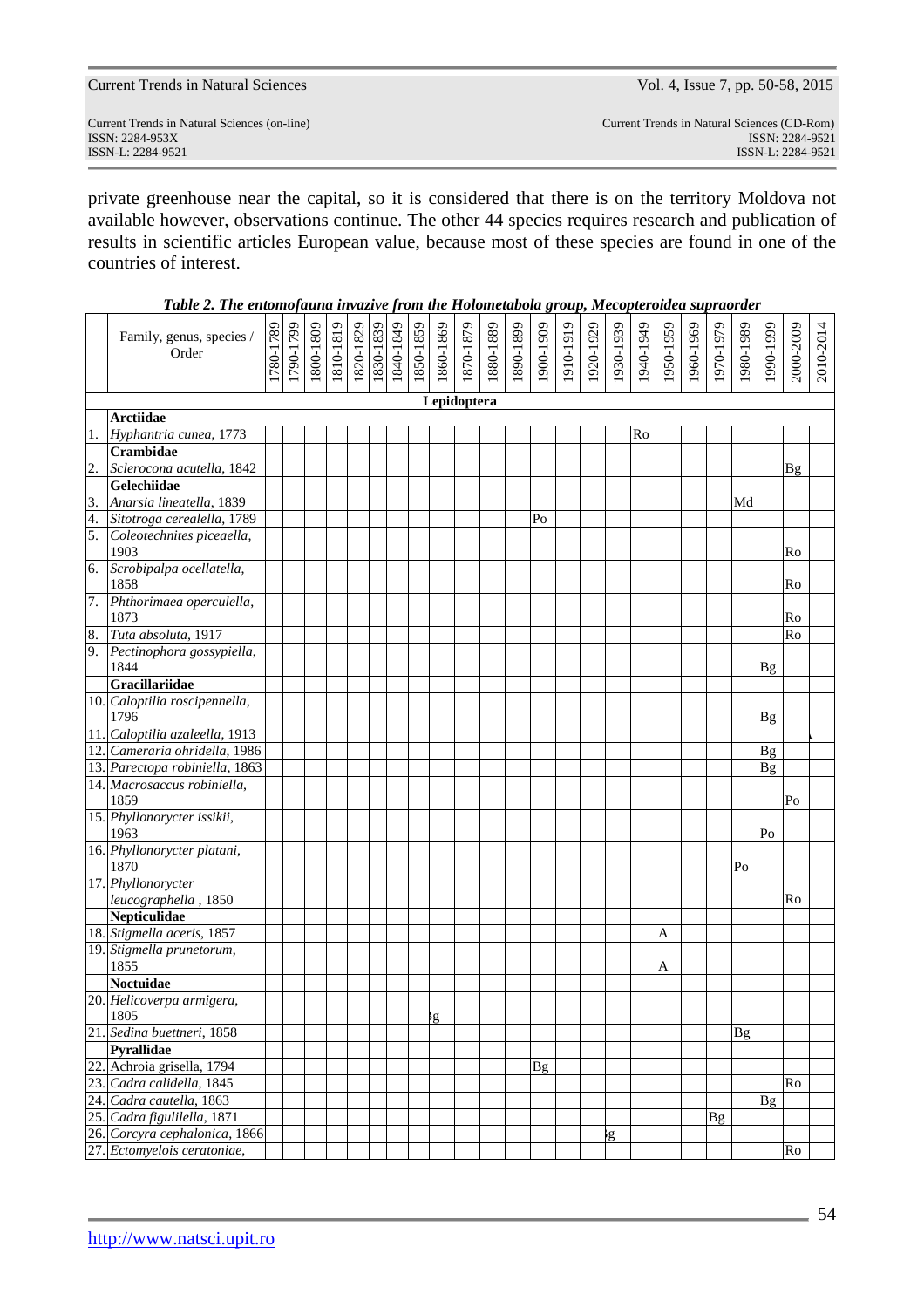private greenhouse near the capital, so it is considered that there is on the territory Moldova not available however, observations continue. The other 44 species requires research and publication of results in scientific articles European value, because most of these species are found in one of the countries of interest.

***Table 2. The entomofauna invazive from the Holometabola group, Mecopteroidea supraorder***

| | Family, genus, species / Order | 1780-1789 | 1790-1799 | 1800-1809 | 1810-1819 | 1820-1829 | 1830-1839 | 1840-1849 | 1850-1859 | 1860-1869 | 1870-1879 | 1880-1889 | 1890-1899 | 1900-1909 | 1910-1919 | 1920-1929 | 1930-1939 | 1940-1949 | 1950-1959 | 1960-1969 | 1970-1979 | 1980-1989 | 1990-1999 | 2000-2009 | 2010-2014 |
|---|---|---|---|---|---|---|---|---|---|---|---|---|---|---|---|---|---|---|---|---|---|---|---|---|---|
| | **Lepidoptera** | | | | | | | | | | | | | | | | | | | | | | | | |
| | **Arctiidae** | | | | | | | | | | | | | | | | | | | | | | | | |
| 1. | *Hyphantria cunea*, 1773 | | | | | | | | | | | | | | | | | Ro | | | | | | | |
| | **Crambidae** | | | | | | | | | | | | | | | | | | | | | | | | |
| 2. | *Sclerocona acutella*, 1842 | | | | | | | | | | | | | | | | | | | | | | | Bg | |
| | **Gelechiidae** | | | | | | | | | | | | | | | | | | | | | | | | |
| 3. | *Anarsia lineatella*, 1839 | | | | | | | | | | | | | | | | | | | | | Md | | | |
| 4. | *Sitotroga cerealella*, 1789 | | | | | | | | | | | | | Po | | | | | | | | | | | |
| 5. | *Coleotechnites piceaella*, 1903 | | | | | | | | | | | | | | | | | | | | | | | Ro | |
| 6. | *Scrobipalpa ocellatella*, 1858 | | | | | | | | | | | | | | | | | | | | | | | Ro | |
| 7. | *Phthorimaea operculella*, 1873 | | | | | | | | | | | | | | | | | | | | | | | Ro | |
| 8. | *Tuta absoluta*, 1917 | | | | | | | | | | | | | | | | | | | | | | | Ro | |
| 9. | *Pectinophora gossypiella*, 1844 | | | | | | | | | | | | | | | | | | | | | | Bg | | |
| | **Gracillariidae** | | | | | | | | | | | | | | | | | | | | | | | | |
| 10. | *Caloptilia roscipennella*, 1796 | | | | | | | | | | | | | | | | | | | | | | Bg | | |
| 11. | *Caloptilia azaleella*, 1913 | | | | | | | | | | | | | | | | | | | | | | | | |
| 12. | *Cameraria ohridella*, 1986 | | | | | | | | | | | | | | | | | | | | | | Bg | | |
| 13. | *Parectopa robiniella*, 1863 | | | | | | | | | | | | | | | | | | | | | | Bg | | |
| 14. | *Macrosaccus robiniella*, 1859 | | | | | | | | | | | | | | | | | | | | | | | Po | |
| 15. | *Phyllonorycter issikii*, 1963 | | | | | | | | | | | | | | | | | | | | | | Po | | |
| 16. | *Phyllonorycter platani*, 1870 | | | | | | | | | | | | | | | | | | | | | Po | | | |
| 17. | *Phyllonorycter leucographella*, 1850 | | | | | | | | | | | | | | | | | | | | | | | Ro | |
| | **Nepticulidae** | | | | | | | | | | | | | | | | | | | | | | | | |
| 18. | *Stigmella aceris*, 1857 | | | | | | | | | | | | | | | | | | A | | | | | | |
| 19. | *Stigmella prunetorum*, 1855 | | | | | | | | | | | | | | | | | | A | | | | | | |
| | **Noctuidae** | | | | | | | | | | | | | | | | | | | | | | | | |
| 20. | *Helicoverpa armigera*, 1805 | | | | | | | | | Bg | | | | | | | | | | | | | | | |
| 21. | *Sedina buettneri*, 1858 | | | | | | | | | | | | | | | | | | | | | Bg | | | |
| | **Pyrallidae** | | | | | | | | | | | | | | | | | | | | | | | | |
| 22. | Achroia grisella, 1794 | | | | | | | | | | | | | Bg | | | | | | | | | | | |
| 23. | *Cadra calidella*, 1845 | | | | | | | | | | | | | | | | | | | | | | | Ro | |
| 24. | *Cadra cautella*, 1863 | | | | | | | | | | | | | | | | | | | | | | Bg | | |
| 25. | *Cadra figulilella*, 1871 | | | | | | | | | | | | | | | | | | | | Bg | | | | |
| 26. | *Corcyra cephalonica*, 1866 | | | | | | | | | | | | | | | | Bg | | | | | | | | |
| 27. | *Ectomyelois ceratoniae*, | | | | | | | | | | | | | | | | | | | | | | | Ro | |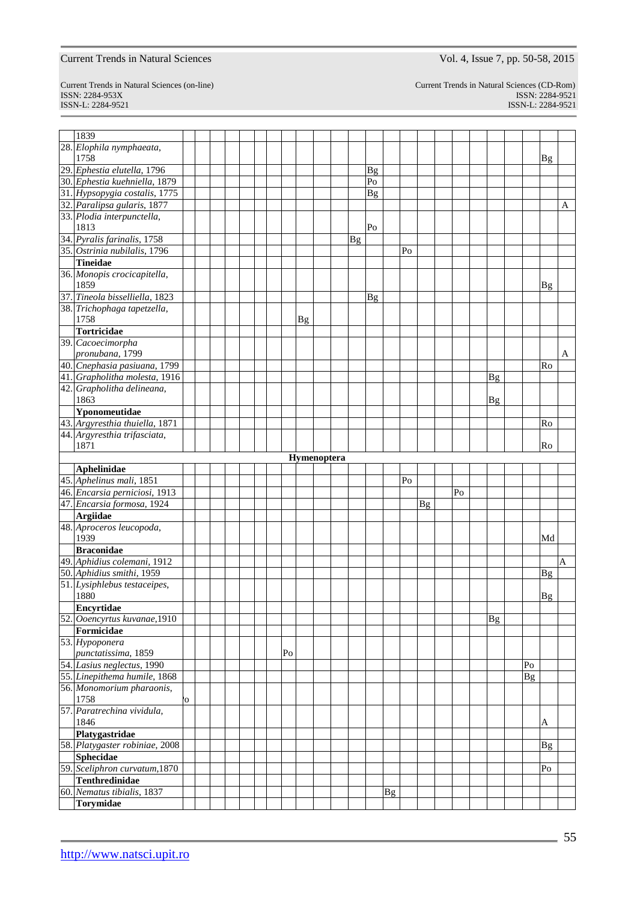| | | | | | | | | | | | | | | | | | | | | | | | | | |
|---|---|---|---|---|---|---|---|---|---|---|---|---|---|---|---|---|---|---|---|---|---|---|---|---|---|
| | 1839 | | | | | | | | | | | | | | | | | | | | | | | | |
| 28. | *Elophila nymphaeata*, 1758 | | | | | | | | | | | | | | | | | | | | | | | Bg | |
| 29. | *Ephestia elutella*, 1796 | | | | | | | | | | | | | Bg | | | | | | | | | | | |
| 30. | *Ephestia kuehniella*, 1879 | | | | | | | | | | | | | Po | | | | | | | | | | | |
| 31. | *Hypsopygia costalis*, 1775 | | | | | | | | | | | | | Bg | | | | | | | | | | | |
| 32. | *Paralipsa gularis*, 1877 | | | | | | | | | | | | | | | | | | | | | | | | A |
| 33. | *Plodia interpunctella*, 1813 | | | | | | | | | | | | | Po | | | | | | | | | | | |
| 34. | *Pyralis farinalis*, 1758 | | | | | | | | | | | | Bg | | | | | | | | | | | | |
| 35. | *Ostrinia nubilalis*, 1796 | | | | | | | | | | | | | | | Po | | | | | | | | | |
| | **Tineidae** | | | | | | | | | | | | | | | | | | | | | | | | |
| 36. | *Monopis crocicapitella*, 1859 | | | | | | | | | | | | | | | | | | | | | | | Bg | |
| 37. | *Tineola bisselliella*, 1823 | | | | | | | | | | | | | Bg | | | | | | | | | | | |
| 38. | *Trichophaga tapetzella*, 1758 | | | | | | | | | Bg | | | | | | | | | | | | | | | |
| | **Tortricidae** | | | | | | | | | | | | | | | | | | | | | | | | |
| 39. | *Cacoecimorpha pronubana*, 1799 | | | | | | | | | | | | | | | | | | | | | | | | A |
| 40. | *Cnephasia pasiuana*, 1799 | | | | | | | | | | | | | | | | | | | | | | | Ro | |
| 41. | *Grapholitha molesta*, 1916 | | | | | | | | | | | | | | | | | | | | Bg | | | | |
| 42. | *Grapholitha delineana*, 1863 | | | | | | | | | | | | | | | | | | | | Bg | | | | |
| | **Yponomeutidae** | | | | | | | | | | | | | | | | | | | | | | | | |
| 43. | *Argyresthia thuiella*, 1871 | | | | | | | | | | | | | | | | | | | | | | | Ro | |
| 44. | *Argyresthia trifasciata*, 1871 | | | | | | | | | | | | | | | | | | | | | | | Ro | |
| | **Hymenoptera** | | | | | | | | | | | | | | | | | | | | | | | | |
| | **Aphelinidae** | | | | | | | | | | | | | | | | | | | | | | | | |
| 45. | *Aphelinus mali*, 1851 | | | | | | | | | | | | | | | Po | | | | | | | | | |
| 46. | *Encarsia perniciosi*, 1913 | | | | | | | | | | | | | | | | | | Po | | | | | | |
| 47. | *Encarsia formosa*, 1924 | | | | | | | | | | | | | | | | Bg | | | | | | | | |
| | **Argiidae** | | | | | | | | | | | | | | | | | | | | | | | | |
| 48. | *Aproceros leucopoda*, 1939 | | | | | | | | | | | | | | | | | | | | | | | Md | |
| | **Braconidae** | | | | | | | | | | | | | | | | | | | | | | | | |
| 49. | *Aphidius colemani*, 1912 | | | | | | | | | | | | | | | | | | | | | | | | A |
| 50. | *Aphidius smithi*, 1959 | | | | | | | | | | | | | | | | | | | | | | | Bg | |
| 51. | *Lysiphlebus testaceipes*, 1880 | | | | | | | | | | | | | | | | | | | | | | | Bg | |
| | **Encyrtidae** | | | | | | | | | | | | | | | | | | | | | | | | |
| 52. | *Ooencyrtus kuvanae*,1910 | | | | | | | | | | | | | | | | | | | | Bg | | | | |
| | **Formicidae** | | | | | | | | | | | | | | | | | | | | | | | | |
| 53. | *Hypoponera punctatissima*, 1859 | | | | | | | | Po | | | | | | | | | | | | | | | | |
| 54. | *Lasius neglectus*, 1990 | | | | | | | | | | | | | | | | | | | | | | Po | | |
| 55. | *Linepithema humile*, 1868 | | | | | | | | | | | | | | | | | | | | | | Bg | | |
| 56. | *Monomorium pharaonis*, 1758 | Po | | | | | | | | | | | | | | | | | | | | | | | |
| 57. | *Paratrechina vividula*, 1846 | | | | | | | | | | | | | | | | | | | | | | | A | |
| | **Platygastridae** | | | | | | | | | | | | | | | | | | | | | | | | |
| 58. | *Platygaster robiniae*, 2008 | | | | | | | | | | | | | | | | | | | | | | | Bg | |
| | **Sphecidae** | | | | | | | | | | | | | | | | | | | | | | | | |
| 59. | *Sceliphron curvatum*,1870 | | | | | | | | | | | | | | | | | | | | | | | Po | |
| | **Tenthredinidae** | | | | | | | | | | | | | | | | | | | | | | | | |
| 60. | *Nematus tibialis*, 1837 | | | | | | | | | | | | | | Bg | | | | | | | | | | |
| | **Torymidae** | | | | | | | | | | | | | | | | | | | | | | | | |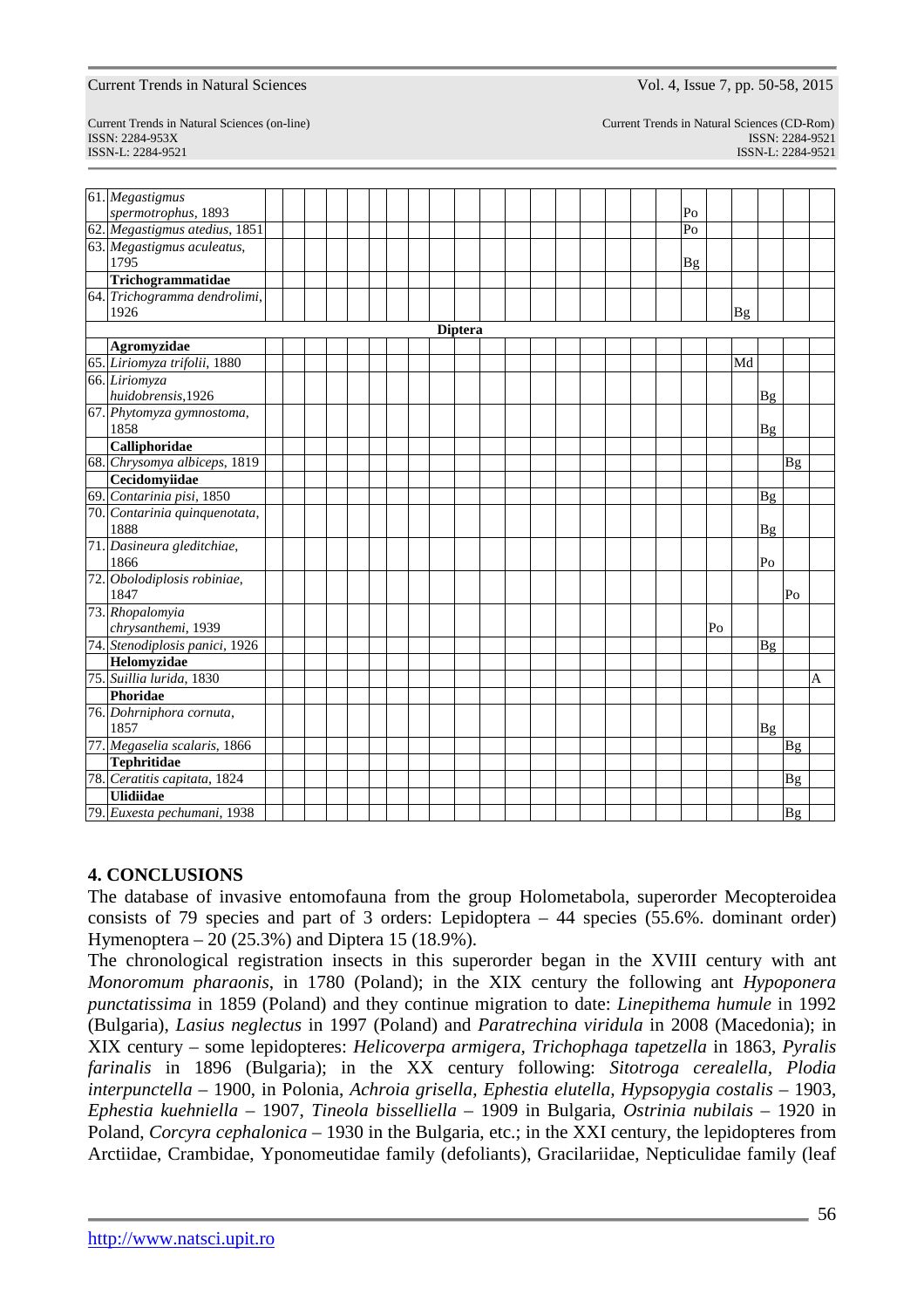| | | | | | | | | | | | | | | | | | | | | | | | | | |
|---|---|---|---|---|---|---|---|---|---|---|---|---|---|---|---|---|---|---|---|---|---|---|---|---|---|
| 61. | *Megastigmus spermotrophus*, 1893 | | | | | | | | | | | | | | | | | | | Po | | | | | |
| 62. | *Megastigmus atedius*, 1851 | | | | | | | | | | | | | | | | | | | Po | | | | | |
| 63. | *Megastigmus aculeatus*, 1795 | | | | | | | | | | | | | | | | | | | Bg | | | | | |
| | **Trichogrammatidae** | | | | | | | | | | | | | | | | | | | | | | | | |
| 64. | *Trichogramma dendrolimi*, 1926 | | | | | | | | | | | | | | | | | | | | | Bg | | | |
| | | | | | | | | | **Diptera** | | | | | | | | | | | | | | | | |
| | **Agromyzidae** | | | | | | | | | | | | | | | | | | | | | | | | |
| 65. | *Liriomyza trifolii*, 1880 | | | | | | | | | | | | | | | | | | | | | Md | | | |
| 66. | *Liriomyza huidobrensis*,1926 | | | | | | | | | | | | | | | | | | | | | | Bg | | |
| 67. | *Phytomyza gymnostoma*, 1858 | | | | | | | | | | | | | | | | | | | | | | Bg | | |
| | **Calliphoridae** | | | | | | | | | | | | | | | | | | | | | | | | |
| 68. | *Chrysomya albiceps*, 1819 | | | | | | | | | | | | | | | | | | | | | | | Bg | |
| | **Cecidomyiidae** | | | | | | | | | | | | | | | | | | | | | | | | |
| 69. | *Contarinia pisi*, 1850 | | | | | | | | | | | | | | | | | | | | | | Bg | | |
| 70. | *Contarinia quinquenotata*, 1888 | | | | | | | | | | | | | | | | | | | | | | Bg | | |
| 71. | *Dasineura gleditchiae*, 1866 | | | | | | | | | | | | | | | | | | | | | | Po | | |
| 72. | *Obolodiplosis robiniae*, 1847 | | | | | | | | | | | | | | | | | | | | | | | Po | |
| 73. | *Rhopalomyia chrysanthemi*, 1939 | | | | | | | | | | | | | | | | | | | | Po | | | | |
| 74. | *Stenodiplosis panici*, 1926 | | | | | | | | | | | | | | | | | | | | | | Bg | | |
| | **Helomyzidae** | | | | | | | | | | | | | | | | | | | | | | | | |
| 75. | *Suillia lurida*, 1830 | | | | | | | | | | | | | | | | | | | | | | | | A |
| | **Phoridae** | | | | | | | | | | | | | | | | | | | | | | | | |
| 76. | *Dohrniphora cornuta*, 1857 | | | | | | | | | | | | | | | | | | | | | | Bg | | |
| 77. | *Megaselia scalaris*, 1866 | | | | | | | | | | | | | | | | | | | | | | | Bg | |
| | **Tephritidae** | | | | | | | | | | | | | | | | | | | | | | | | |
| 78. | *Ceratitis capitata*, 1824 | | | | | | | | | | | | | | | | | | | | | | | Bg | |
| | **Ulidiidae** | | | | | | | | | | | | | | | | | | | | | | | | |
| 79. | *Euxesta pechumani*, 1938 | | | | | | | | | | | | | | | | | | | | | | | Bg | |

## 4. CONCLUSIONS

The database of invasive entomofauna from the group Holometabola, superorder Mecopteroidea consists of 79 species and part of 3 orders: Lepidoptera – 44 species (55.6%. dominant order) Hymenoptera – 20 (25.3%) and Diptera 15 (18.9%).

The chronological registration insects in this superorder began in the XVIII century with ant *Monoromum pharaonis*, in 1780 (Poland); in the XIX century the following ant *Hypoponera punctatissima* in 1859 (Poland) and they continue migration to date: *Linepithema humule* in 1992 (Bulgaria), *Lasius neglectus* in 1997 (Poland) and *Paratrechina viridula* in 2008 (Macedonia); in XIX century – some lepidopteres: *Helicoverpa armigera*, *Trichophaga tapetzella* in 1863, *Pyralis farinalis* in 1896 (Bulgaria); in the XX century following: *Sitotroga cerealella*, *Plodia interpunctella* – 1900, in Polonia, *Achroia grisella*, *Ephestia elutella*, *Hypsopygia costalis* – 1903, *Ephestia kuehniella* – 1907, *Tineola bisselliella* – 1909 in Bulgaria, *Ostrinia nubilais* – 1920 in Poland, *Corcyra cephalonica* – 1930 in the Bulgaria, etc.; in the XXI century, the lepidopteres from Arctiidae, Crambidae, Yponomeutidae family (defoliants), Gracilariidae, Nepticulidae family (leaf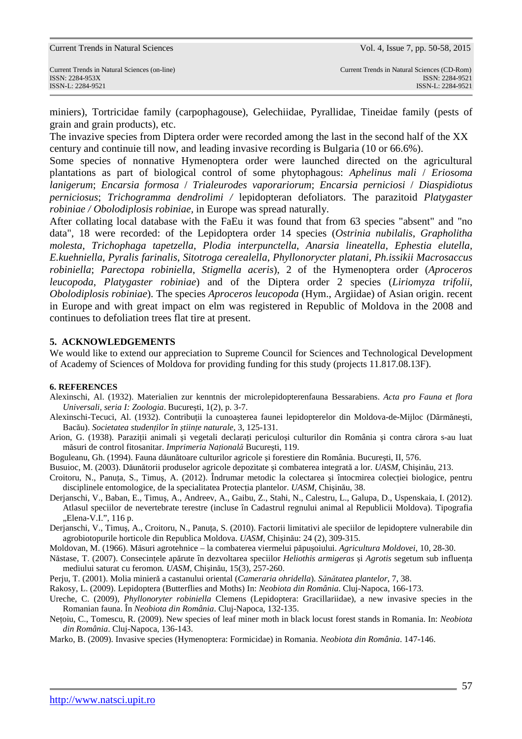miniers), Tortricidae family (carpophagouse), Gelechiidae, Pyrallidae, Tineidae family (pests of grain and grain products), etc.

The invazive species from Diptera order were recorded among the last in the second half of the XX century and continuie till now, and leading invasive recording is Bulgaria (10 or 66.6%).

Some species of nonnative Hymenoptera order were launched directed on the agricultural plantations as part of biological control of some phytophagous: *Aphelinus mali* / *Eriosoma lanigerum*; *Encarsia formosa* / *Trialeurodes vaporariorum*; *Encarsia perniciosi* / *Diaspidiotus perniciosus*; *Trichogramma dendrolimi /* lepidopteran defoliators. The parazitoid *Platygaster robiniae / Obolodiplosis robiniae*, in Europe was spread naturally.

After collating local database with the FaEu it was found that from 63 species "absent" and "no data", 18 were recorded: of the Lepidoptera order 14 species (*Ostrinia nubilalis*, *Grapholitha molesta*, *Trichophaga tapetzella*, *Plodia interpunctella*, *Anarsia lineatella*, *Ephestia elutella*, *E.kuehniella*, *Pyralis farinalis*, *Sitotroga cerealella*, *Phyllonorycter platani*, *Ph.issikii Macrosaccus robiniella*; *Parectopa robiniella*, *Stigmella aceris*), 2 of the Hymenoptera order (*Aproceros leucopoda*, *Platygaster robiniae*) and of the Diptera order 2 species (*Liriomyza trifolii*, *Obolodiplosis robiniae*). The species *Aproceros leucopoda* (Hym., Argiidae) of Asian origin. recent in Europe and with great impact on elm was registered in Republic of Moldova in the 2008 and continues to defoliation trees flat tire at present.

## 5. ACKNOWLEDGEMENTS

We would like to extend our appreciation to Supreme Council for Sciences and Technological Development of Academy of Sciences of Moldova for providing funding for this study (projects 11.817.08.13F).

## 6. REFERENCES

Alexinschi, Al. (1932). Materialien zur kenntnis der microlepidopterenfauna Bessarabiens. *Acta pro Fauna et flora Universali, seria I: Zoologia*. București, 1(2), p. 3-7.

Alexinschi-Tecuci, Al. (1932). Contribuții la cunoașterea faunei lepidopterelor din Moldova-de-Mijloc (Dărmănești, Bacău). *Societatea studenților în științe naturale*, 3, 125-131.

Arion, G. (1938). Paraziții animali și vegetali declarați periculoși culturilor din România și contra cărora s-au luat măsuri de control fitosanitar. *Imprimeria Națională* București, 119.

Boguleanu, Gh. (1994). Fauna dăunătoare culturilor agricole și forestiere din România. București, II, 576.

Busuioc, M. (2003). Dăunătorii produselor agricole depozitate și combaterea integrată a lor. *UASM*, Chișinău, 213.

Croitoru, N., Panuța, S., Timuș, A. (2012). Îndrumar metodic la colectarea și întocmirea colecției biologice, pentru disciplinele entomologice, de la specialitatea Protecția plantelor. *UASM*, Chișinău, 38.

Derjanschi, V., Baban, E., Timuș, A., Andreev, A., Gaibu, Z., Stahi, N., Calestru, L., Galupa, D., Uspenskaia, I. (2012). Atlasul speciilor de nevertebrate terestre (incluse în Cadastrul regnului animal al Republicii Moldova). Tipografia „Elena-V.I.", 116 p.

Derjanschi, V., Timuș, A., Croitoru, N., Panuța, S. (2010). Factorii limitativi ale speciilor de lepidoptere vulnerabile din agrobiotopurile horticole din Republica Moldova. *UASM*, Chișinău: 24 (2), 309-315.

Moldovan, M. (1966). Măsuri agrotehnice – la combaterea viermelui păpușoiului. *Agricultura Moldovei*, 10, 28-30.

Năstase, T. (2007). Consecințele apărute în dezvoltarea speciilor *Heliothis armigeras* și *Agrotis* segetum sub influența mediului saturat cu feromon*. UASM*, Chișinău, 15(3), 257-260.

Perju, T. (2001). Molia minieră a castanului oriental (*Cameraria ohridella*). *Sănătatea plantelor*, 7, 38.

Rakosy, L. (2009). Lepidoptera (Butterflies and Moths) In: *Neobiota din România*. Cluj-Napoca, 166-173.

Ureche, C. (2009), *Phyllonoryter robiniella* Clemens (Lepidoptera: Gracillariidae), a new invasive species in the Romanian fauna. În *Neobiota din România*. Cluj-Napoca, 132-135.

Nețoiu, C., Tomescu, R. (2009). New species of leaf miner moth in black locust forest stands in Romania. In: *Neobiota din România*. Cluj-Napoca, 136-143.

Marko, B. (2009). Invasive species (Hymenoptera: Formicidae) in Romania. *Neobiota din România*. 147-146.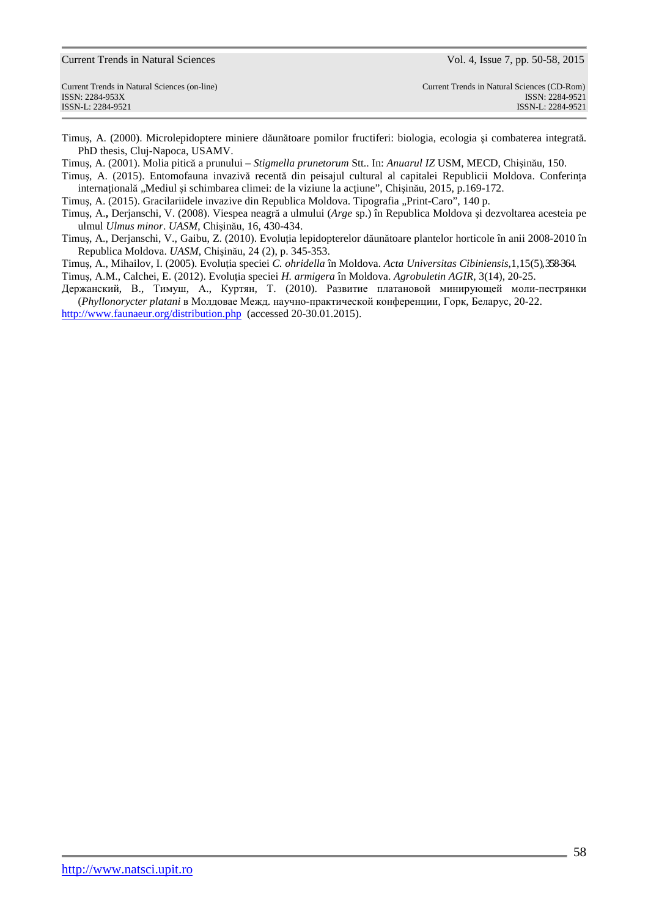Timuș, A. (2000). Microlepidoptere miniere dăunătoare pomilor fructiferi: biologia, ecologia și combaterea integrată. PhD thesis, Cluj-Napoca, USAMV.

Timuș, A. (2001). Molia pitică a prunului – *Stigmella prunetorum* Stt.. In: *Anuarul IZ* USM, MECD, Chișinău, 150.

Timuș, A. (2015). Entomofauna invazivă recentă din peisajul cultural al capitalei Republicii Moldova. Conferința internațională „Mediul și schimbarea climei: de la viziune la acțiune", Chișinău, 2015, p.169-172.

Timuș, A. (2015). Gracilariidele invazive din Republica Moldova. Tipografia „Print-Caro", 140 p.

Timuș, A.**,** Derjanschi, V. (2008). Viespea neagră a ulmului (*Arge* sp.) în Republica Moldova și dezvoltarea acesteia pe ulmul *Ulmus minor*. *UASM*, Chișinău, 16, 430-434.

Timuș, A., Derjanschi, V., Gaibu, Z. (2010). Evoluția lepidopterelor dăunătoare plantelor horticole în anii 2008-2010 în Republica Moldova. *UASM*, Chișinău, 24 (2), p. 345-353.

Timuș, A., Mihailov, I. (2005). Evoluția speciei *C. ohridella* în Moldova. *Acta Universitas Cibiniensis*,1,15(5), 358-364.

Timuș, A.M., Calchei, E. (2012). Evoluția speciei *H. armigera* în Moldova. *Agrobuletin AGIR*, 3(14), 20-25.

Держанский, В., Тимуш, А., Куртян, Т. (2010). Развитие платановой минирующей моли-пестрянки (*Phyllonorycter platani* в Молдовае Межд. научно-практической конференции, Горк, Беларус, 20-22.

http://www.faunaeur.org/distribution.php (accessed 20-30.01.2015).